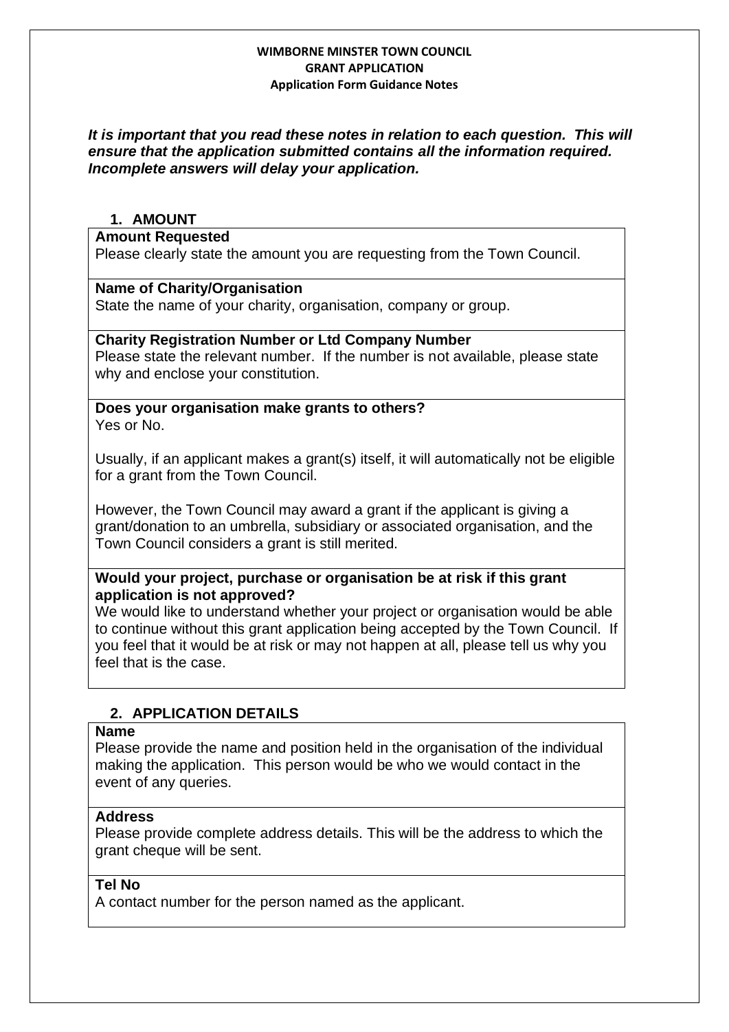# WIMBORNE MINSTER TOWN COUNCIL
## GRANT APPLICATION
### Application Form Guidance Notes

***It is important that you read these notes in relation to each question. This will ensure that the application submitted contains all the information required. Incomplete answers will delay your application.***

## 1. AMOUNT

**Amount Requested**
Please clearly state the amount you are requesting from the Town Council.

**Name of Charity/Organisation**
State the name of your charity, organisation, company or group.

**Charity Registration Number or Ltd Company Number**
Please state the relevant number. If the number is not available, please state why and enclose your constitution.

**Does your organisation make grants to others?**
Yes or No.

Usually, if an applicant makes a grant(s) itself, it will automatically not be eligible for a grant from the Town Council.

However, the Town Council may award a grant if the applicant is giving a grant/donation to an umbrella, subsidiary or associated organisation, and the Town Council considers a grant is still merited.

**Would your project, purchase or organisation be at risk if this grant application is not approved?**
We would like to understand whether your project or organisation would be able to continue without this grant application being accepted by the Town Council. If you feel that it would be at risk or may not happen at all, please tell us why you feel that is the case.

## 2. APPLICATION DETAILS

**Name**
Please provide the name and position held in the organisation of the individual making the application. This person would be who we would contact in the event of any queries.

**Address**
Please provide complete address details. This will be the address to which the grant cheque will be sent.

**Tel No**
A contact number for the person named as the applicant.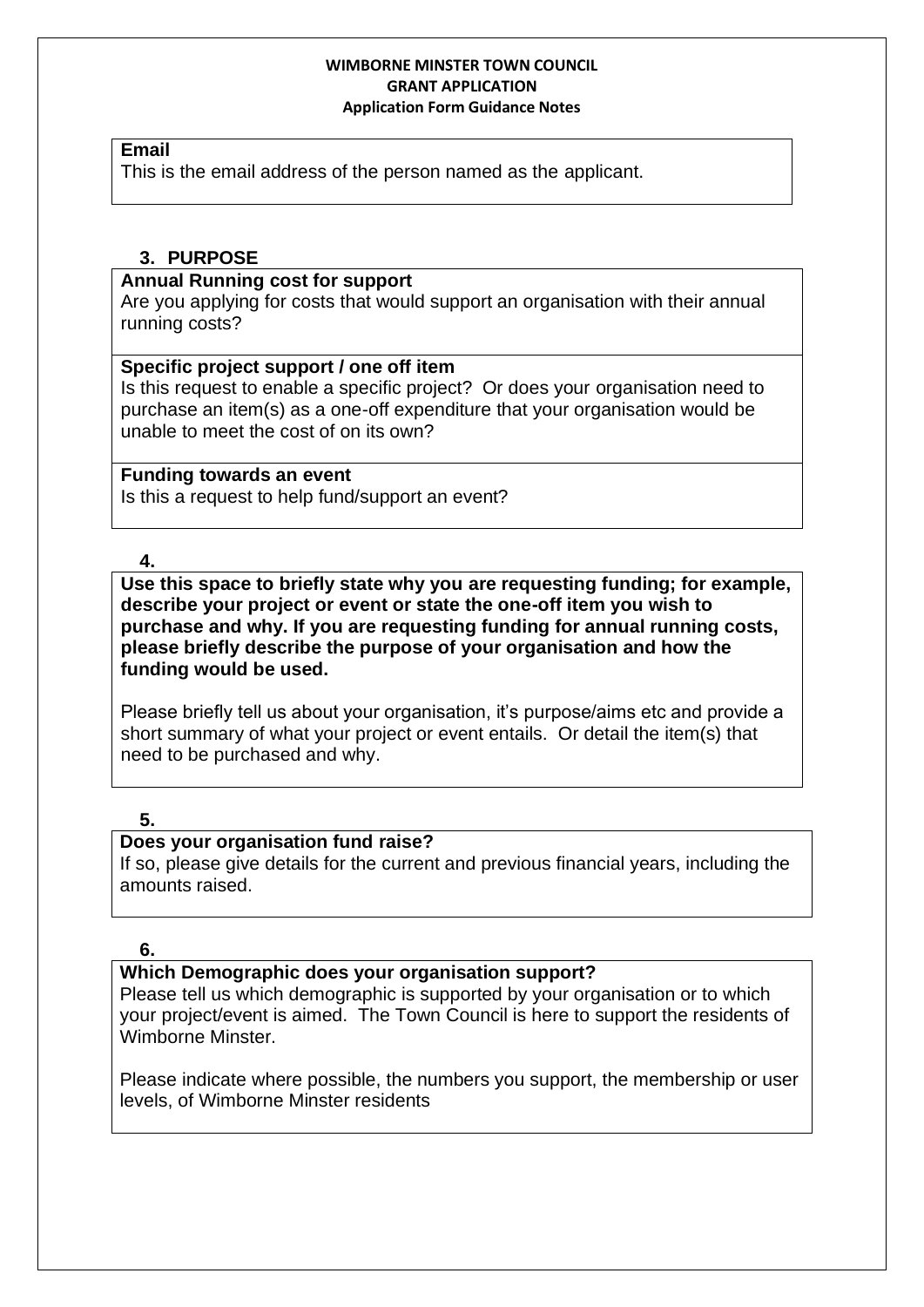**WIMBORNE MINSTER TOWN COUNCIL**
**GRANT APPLICATION**
**Application Form Guidance Notes**

**Email**
This is the email address of the person named as the applicant.

## 3. PURPOSE

**Annual Running cost for support**
Are you applying for costs that would support an organisation with their annual running costs?

**Specific project support / one off item**
Is this request to enable a specific project? Or does your organisation need to purchase an item(s) as a one-off expenditure that your organisation would be unable to meet the cost of on its own?

**Funding towards an event**
Is this a request to help fund/support an event?

## 4.

**Use this space to briefly state why you are requesting funding; for example, describe your project or event or state the one-off item you wish to purchase and why. If you are requesting funding for annual running costs, please briefly describe the purpose of your organisation and how the funding would be used.**

Please briefly tell us about your organisation, it's purpose/aims etc and provide a short summary of what your project or event entails. Or detail the item(s) that need to be purchased and why.

## 5.

**Does your organisation fund raise?**
If so, please give details for the current and previous financial years, including the amounts raised.

## 6.

**Which Demographic does your organisation support?**
Please tell us which demographic is supported by your organisation or to which your project/event is aimed. The Town Council is here to support the residents of Wimborne Minster.

Please indicate where possible, the numbers you support, the membership or user levels, of Wimborne Minster residents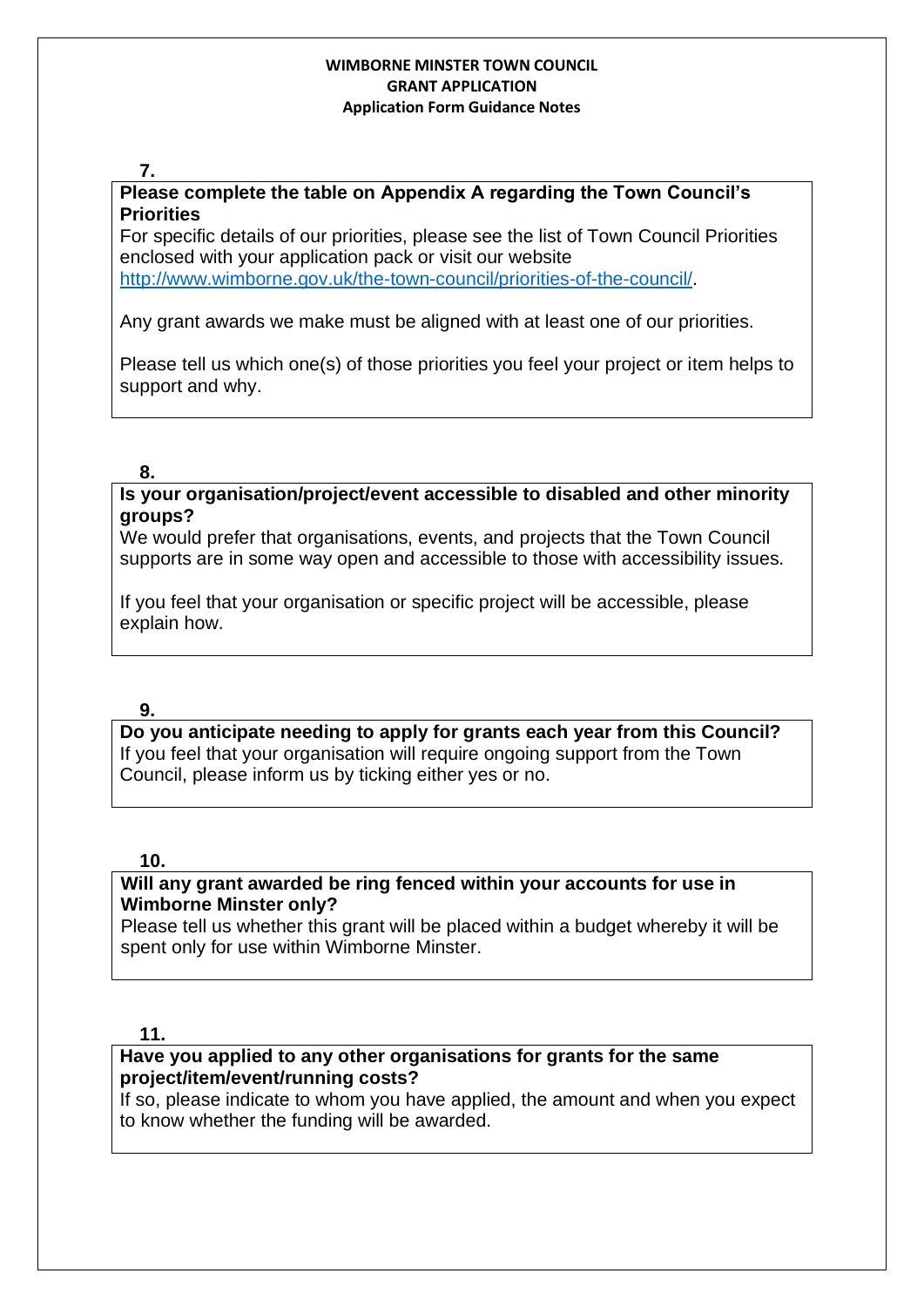**WIMBORNE MINSTER TOWN COUNCIL**
**GRANT APPLICATION**
**Application Form Guidance Notes**

**7.**

**Please complete the table on Appendix A regarding the Town Council's Priorities**

For specific details of our priorities, please see the list of Town Council Priorities enclosed with your application pack or visit our website [http://www.wimborne.gov.uk/the-town-council/priorities-of-the-council/](http://www.wimborne.gov.uk/the-town-council/priorities-of-the-council/).

Any grant awards we make must be aligned with at least one of our priorities.

Please tell us which one(s) of those priorities you feel your project or item helps to support and why.

**8.**

**Is your organisation/project/event accessible to disabled and other minority groups?**

We would prefer that organisations, events, and projects that the Town Council supports are in some way open and accessible to those with accessibility issues.

If you feel that your organisation or specific project will be accessible, please explain how.

**9.**

**Do you anticipate needing to apply for grants each year from this Council?**

If you feel that your organisation will require ongoing support from the Town Council, please inform us by ticking either yes or no.

**10.**

**Will any grant awarded be ring fenced within your accounts for use in Wimborne Minster only?**

Please tell us whether this grant will be placed within a budget whereby it will be spent only for use within Wimborne Minster.

**11.**

**Have you applied to any other organisations for grants for the same project/item/event/running costs?**

If so, please indicate to whom you have applied, the amount and when you expect to know whether the funding will be awarded.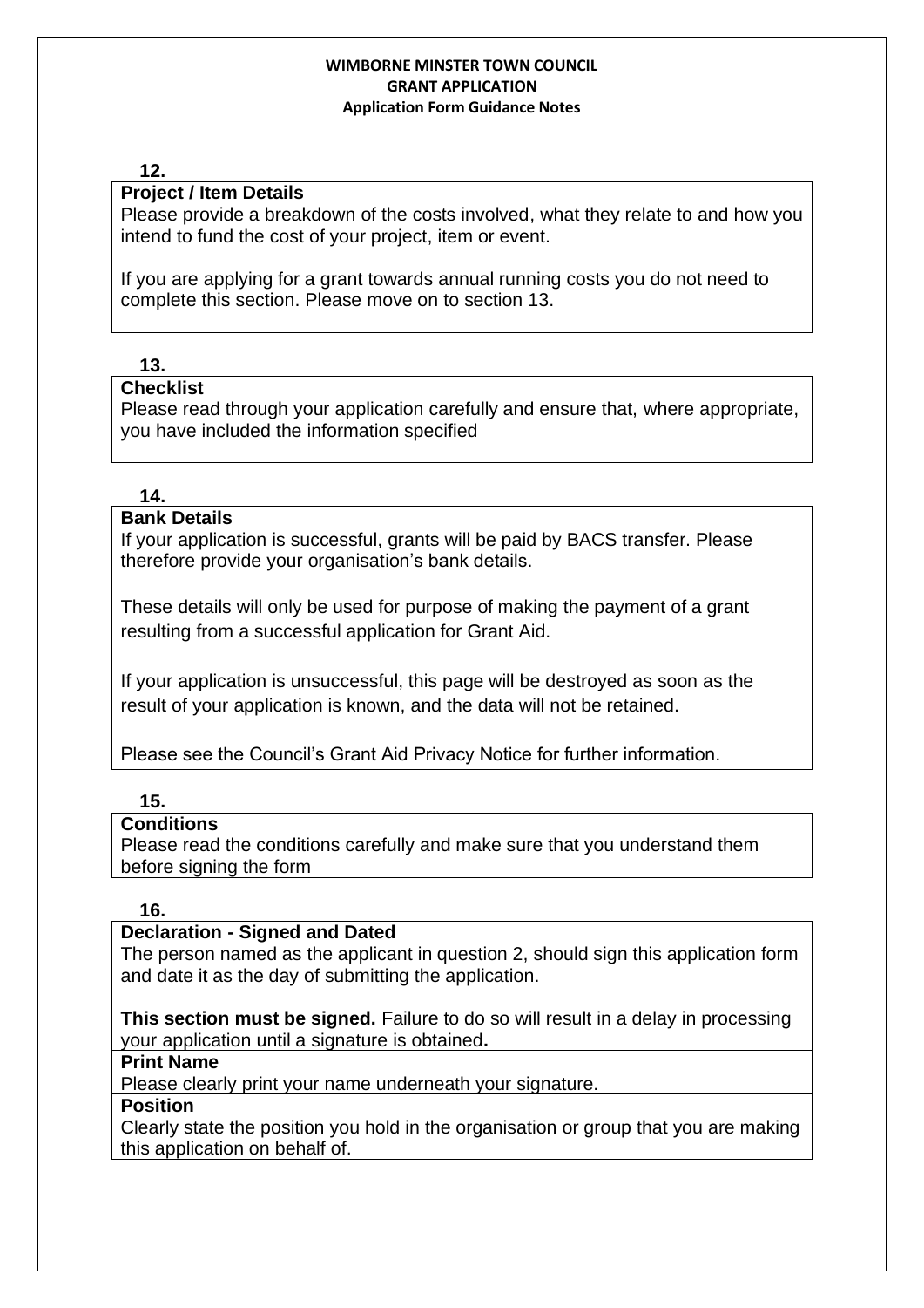**WIMBORNE MINSTER TOWN COUNCIL**
**GRANT APPLICATION**
**Application Form Guidance Notes**

**12.**

**Project / Item Details**

Please provide a breakdown of the costs involved, what they relate to and how you intend to fund the cost of your project, item or event.

If you are applying for a grant towards annual running costs you do not need to complete this section. Please move on to section 13.

**13.**

**Checklist**

Please read through your application carefully and ensure that, where appropriate, you have included the information specified

**14.**

**Bank Details**

If your application is successful, grants will be paid by BACS transfer. Please therefore provide your organisation's bank details.

These details will only be used for purpose of making the payment of a grant resulting from a successful application for Grant Aid.

If your application is unsuccessful, this page will be destroyed as soon as the result of your application is known, and the data will not be retained.

Please see the Council's Grant Aid Privacy Notice for further information.

**15.**

**Conditions**

Please read the conditions carefully and make sure that you understand them before signing the form

**16.**

**Declaration - Signed and Dated**

The person named as the applicant in question 2, should sign this application form and date it as the day of submitting the application.

**This section must be signed.** Failure to do so will result in a delay in processing your application until a signature is obtained**.**

**Print Name**

Please clearly print your name underneath your signature.

**Position**

Clearly state the position you hold in the organisation or group that you are making this application on behalf of.